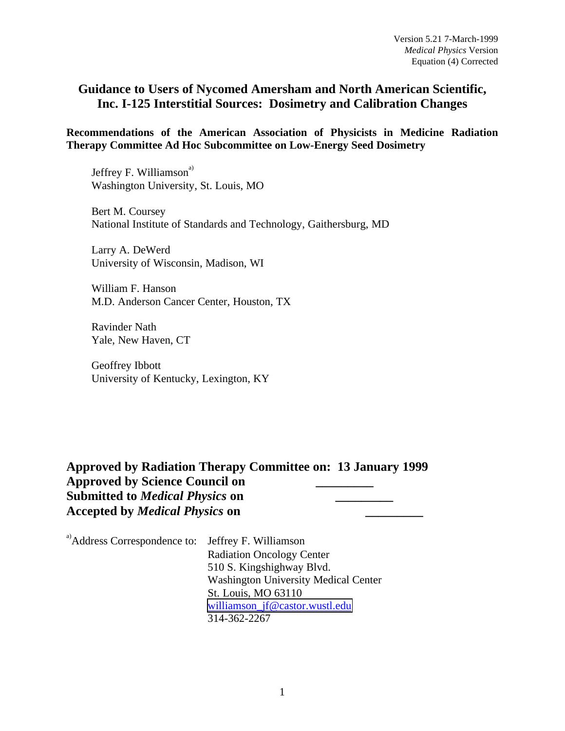Version 5.21 7-March-1999
*Medical Physics* Version
Equation (4) Corrected

# Guidance to Users of Nycomed Amersham and North American Scientific, Inc. I-125 Interstitial Sources: Dosimetry and Calibration Changes

**Recommendations of the American Association of Physicists in Medicine Radiation Therapy Committee Ad Hoc Subcommittee on Low-Energy Seed Dosimetry**

Jeffrey F. Williamson[a]
Washington University, St. Louis, MO

Bert M. Coursey
National Institute of Standards and Technology, Gaithersburg, MD

Larry A. DeWerd
University of Wisconsin, Madison, WI

William F. Hanson
M.D. Anderson Cancer Center, Houston, TX

Ravinder Nath
Yale, New Haven, CT

Geoffrey Ibbott
University of Kentucky, Lexington, KY

**Approved by Radiation Therapy Committee on: 13 January 1999**
**Approved by Science Council on \_\_\_\_\_\_\_\_\_**
**Submitted to *Medical Physics* on \_\_\_\_\_\_\_\_\_**
**Accepted by *Medical Physics* on \_\_\_\_\_\_\_\_\_**

[a]Address Correspondence to: Jeffrey F. Williamson
Radiation Oncology Center
510 S. Kingshighway Blvd.
Washington University Medical Center
St. Louis, MO 63110
williamson_jf@castor.wustl.edu
314-362-2267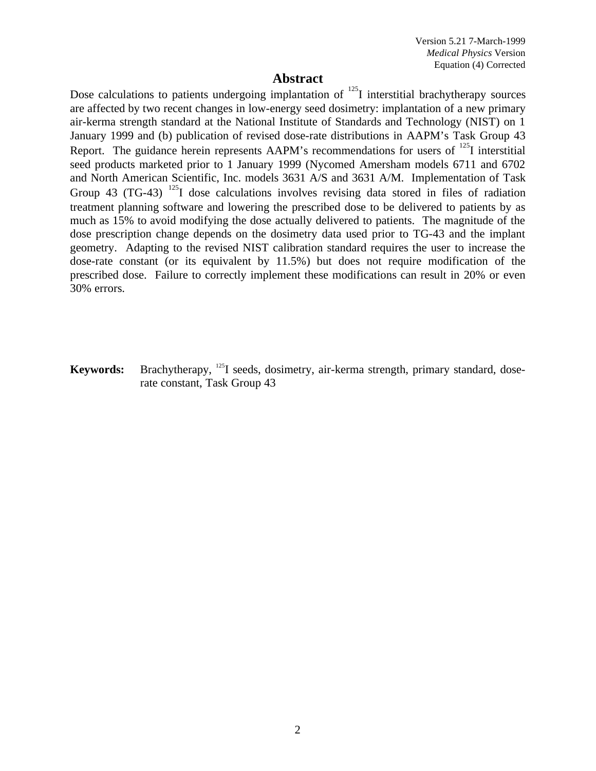Version 5.21 7-March-1999
*Medical Physics* Version
Equation (4) Corrected

## Abstract

Dose calculations to patients undergoing implantation of $^{125}$I interstitial brachytherapy sources are affected by two recent changes in low-energy seed dosimetry: implantation of a new primary air-kerma strength standard at the National Institute of Standards and Technology (NIST) on 1 January 1999 and (b) publication of revised dose-rate distributions in AAPM's Task Group 43 Report. The guidance herein represents AAPM's recommendations for users of $^{125}$I interstitial seed products marketed prior to 1 January 1999 (Nycomed Amersham models 6711 and 6702 and North American Scientific, Inc. models 3631 A/S and 3631 A/M. Implementation of Task Group 43 (TG-43) $^{125}$I dose calculations involves revising data stored in files of radiation treatment planning software and lowering the prescribed dose to be delivered to patients by as much as 15% to avoid modifying the dose actually delivered to patients. The magnitude of the dose prescription change depends on the dosimetry data used prior to TG-43 and the implant geometry. Adapting to the revised NIST calibration standard requires the user to increase the dose-rate constant (or its equivalent by 11.5%) but does not require modification of the prescribed dose. Failure to correctly implement these modifications can result in 20% or even 30% errors.

**Keywords:** Brachytherapy, $^{125}$I seeds, dosimetry, air-kerma strength, primary standard, dose-rate constant, Task Group 43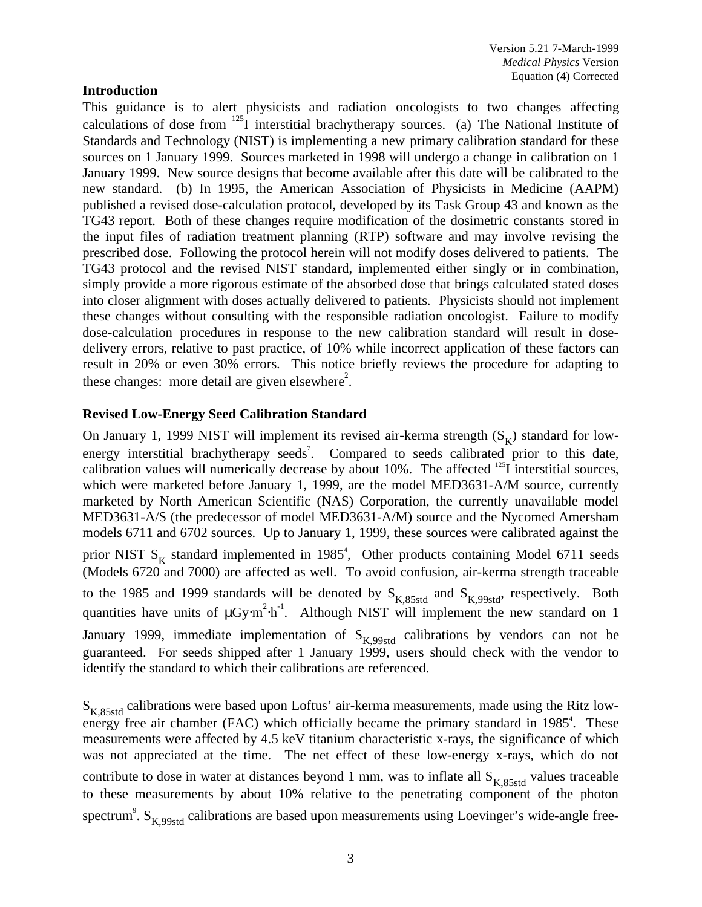Version 5.21 7-March-1999
*Medical Physics* Version
Equation (4) Corrected

## Introduction

This guidance is to alert physicists and radiation oncologists to two changes affecting calculations of dose from $^{125}$I interstitial brachytherapy sources. (a) The National Institute of Standards and Technology (NIST) is implementing a new primary calibration standard for these sources on 1 January 1999. Sources marketed in 1998 will undergo a change in calibration on 1 January 1999. New source designs that become available after this date will be calibrated to the new standard. (b) In 1995, the American Association of Physicists in Medicine (AAPM) published a revised dose-calculation protocol, developed by its Task Group 43 and known as the TG43 report. Both of these changes require modification of the dosimetric constants stored in the input files of radiation treatment planning (RTP) software and may involve revising the prescribed dose. Following the protocol herein will not modify doses delivered to patients. The TG43 protocol and the revised NIST standard, implemented either singly or in combination, simply provide a more rigorous estimate of the absorbed dose that brings calculated stated doses into closer alignment with doses actually delivered to patients. Physicists should not implement these changes without consulting with the responsible radiation oncologist. Failure to modify dose-calculation procedures in response to the new calibration standard will result in dose-delivery errors, relative to past practice, of 10% while incorrect application of these factors can result in 20% or even 30% errors. This notice briefly reviews the procedure for adapting to these changes: more detail are given elsewhere[2].

## Revised Low-Energy Seed Calibration Standard

On January 1, 1999 NIST will implement its revised air-kerma strength ($S_K$) standard for low-energy interstitial brachytherapy seeds[7]. Compared to seeds calibrated prior to this date, calibration values will numerically decrease by about 10%. The affected $^{125}$I interstitial sources, which were marketed before January 1, 1999, are the model MED3631-A/M source, currently marketed by North American Scientific (NAS) Corporation, the currently unavailable model MED3631-A/S (the predecessor of model MED3631-A/M) source and the Nycomed Amersham models 6711 and 6702 sources. Up to January 1, 1999, these sources were calibrated against the prior NIST $S_K$ standard implemented in 1985[4], Other products containing Model 6711 seeds (Models 6720 and 7000) are affected as well. To avoid confusion, air-kerma strength traceable to the 1985 and 1999 standards will be denoted by $S_{K,85std}$ and $S_{K,99std}$, respectively. Both quantities have units of $\mu Gy \cdot m^2 \cdot h^{-1}$. Although NIST will implement the new standard on 1 January 1999, immediate implementation of $S_{K,99std}$ calibrations by vendors can not be guaranteed. For seeds shipped after 1 January 1999, users should check with the vendor to identify the standard to which their calibrations are referenced.

$S_{K,85std}$ calibrations were based upon Loftus' air-kerma measurements, made using the Ritz low-energy free air chamber (FAC) which officially became the primary standard in 1985[4]. These measurements were affected by 4.5 keV titanium characteristic x-rays, the significance of which was not appreciated at the time. The net effect of these low-energy x-rays, which do not contribute to dose in water at distances beyond 1 mm, was to inflate all $S_{K,85std}$ values traceable to these measurements by about 10% relative to the penetrating component of the photon spectrum[9]. $S_{K,99std}$ calibrations are based upon measurements using Loevinger's wide-angle free-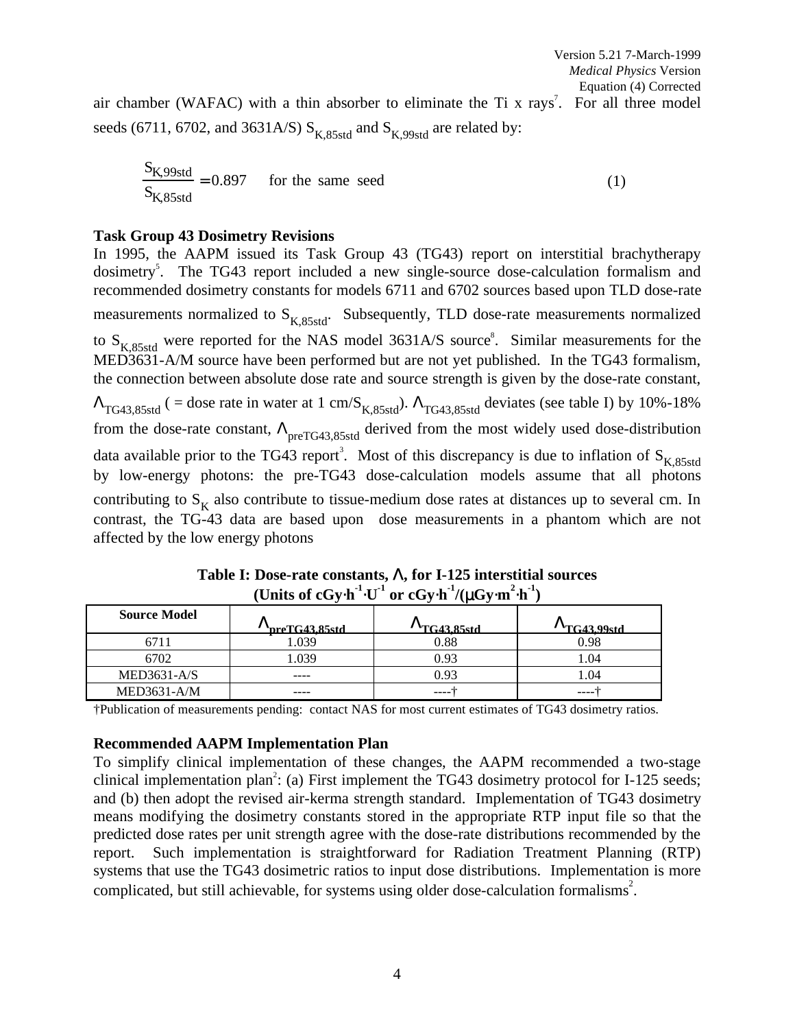air chamber (WAFAC) with a thin absorber to eliminate the Ti x rays[7]. For all three model seeds (6711, 6702, and 3631A/S) $S_{K,85std}$ and $S_{K,99std}$ are related by:

$$\frac{S_{K,99std}}{S_{K,85std}} = 0.897 \quad \text{for the same seed} \tag{1}$$

**Task Group 43 Dosimetry Revisions**

In 1995, the AAPM issued its Task Group 43 (TG43) report on interstitial brachytherapy dosimetry[5]. The TG43 report included a new single-source dose-calculation formalism and recommended dosimetry constants for models 6711 and 6702 sources based upon TLD dose-rate measurements normalized to $S_{K,85std}$. Subsequently, TLD dose-rate measurements normalized to $S_{K,85std}$ were reported for the NAS model 3631A/S source[8]. Similar measurements for the MED3631-A/M source have been performed but are not yet published. In the TG43 formalism, the connection between absolute dose rate and source strength is given by the dose-rate constant, $\Lambda_{TG43,85std}$ ( = dose rate in water at 1 cm/$S_{K,85std}$). $\Lambda_{TG43,85std}$ deviates (see table I) by 10%-18% from the dose-rate constant, $\Lambda_{preTG43,85std}$ derived from the most widely used dose-distribution data available prior to the TG43 report[3]. Most of this discrepancy is due to inflation of $S_{K,85std}$ by low-energy photons: the pre-TG43 dose-calculation models assume that all photons contributing to $S_K$ also contribute to tissue-medium dose rates at distances up to several cm. In contrast, the TG-43 data are based upon dose measurements in a phantom which are not affected by the low energy photons

**Table I: Dose-rate constants, $\Lambda$, for I-125 interstitial sources (Units of $cGy{\cdot}h^{-1}{\cdot}U^{-1}$ or $cGy{\cdot}h^{-1}/(\mu Gy{\cdot}m^2{\cdot}h^{-1})$)**

| Source Model | $\Lambda_{preTG43,85std}$ | $\Lambda_{TG43,85std}$ | $\Lambda_{TG43,99std}$ |
|---|---|---|---|
| 6711 | 1.039 | 0.88 | 0.98 |
| 6702 | 1.039 | 0.93 | 1.04 |
| MED3631-A/S | ---- | 0.93 | 1.04 |
| MED3631-A/M | ---- | ----† | ----† |

†Publication of measurements pending: contact NAS for most current estimates of TG43 dosimetry ratios.

**Recommended AAPM Implementation Plan**

To simplify clinical implementation of these changes, the AAPM recommended a two-stage clinical implementation plan[2]: (a) First implement the TG43 dosimetry protocol for I-125 seeds; and (b) then adopt the revised air-kerma strength standard. Implementation of TG43 dosimetry means modifying the dosimetry constants stored in the appropriate RTP input file so that the predicted dose rates per unit strength agree with the dose-rate distributions recommended by the report. Such implementation is straightforward for Radiation Treatment Planning (RTP) systems that use the TG43 dosimetric ratios to input dose distributions. Implementation is more complicated, but still achievable, for systems using older dose-calculation formalisms[2].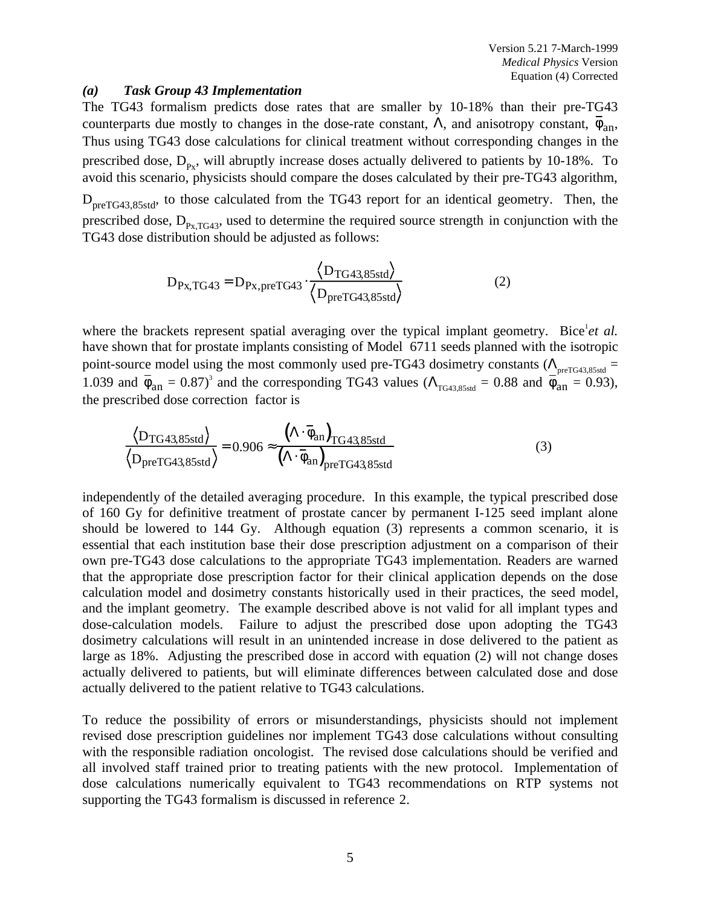### *(a) Task Group 43 Implementation*

The TG43 formalism predicts dose rates that are smaller by 10-18% than their pre-TG43 counterparts due mostly to changes in the dose-rate constant, $\Lambda$, and anisotropy constant, $\bar{\phi}_{an}$, Thus using TG43 dose calculations for clinical treatment without corresponding changes in the prescribed dose, $D_{Px}$, will abruptly increase doses actually delivered to patients by 10-18%. To avoid this scenario, physicists should compare the doses calculated by their pre-TG43 algorithm, $D_{preTG43,85std}$, to those calculated from the TG43 report for an identical geometry. Then, the prescribed dose, $D_{Px,TG43}$, used to determine the required source strength in conjunction with the TG43 dose distribution should be adjusted as follows:

$$D_{Px,TG43} = D_{Px,preTG43} \cdot \frac{\langle D_{TG43,85std} \rangle}{\langle D_{preTG43,85std} \rangle} \tag{2}$$

where the brackets represent spatial averaging over the typical implant geometry. Bice[1] *et al.* have shown that for prostate implants consisting of Model 6711 seeds planned with the isotropic point-source model using the most commonly used pre-TG43 dosimetry constants ($\Lambda_{preTG43,85std}$ = 1.039 and $\bar{\phi}_{an}$ = 0.87)[3] and the corresponding TG43 values ($\Lambda_{TG43,85std}$ = 0.88 and $\bar{\phi}_{an}$ = 0.93), the prescribed dose correction factor is

$$\frac{\langle D_{TG43,85std} \rangle}{\langle D_{preTG43,85std} \rangle} = 0.906 \approx \frac{\left(\Lambda \cdot \bar{\phi}_{an}\right)_{TG43,85std}}{\left(\Lambda \cdot \bar{\phi}_{an}\right)_{preTG43,85std}} \tag{3}$$

independently of the detailed averaging procedure. In this example, the typical prescribed dose of 160 Gy for definitive treatment of prostate cancer by permanent I-125 seed implant alone should be lowered to 144 Gy. Although equation (3) represents a common scenario, it is essential that each institution base their dose prescription adjustment on a comparison of their own pre-TG43 dose calculations to the appropriate TG43 implementation. Readers are warned that the appropriate dose prescription factor for their clinical application depends on the dose calculation model and dosimetry constants historically used in their practices, the seed model, and the implant geometry. The example described above is not valid for all implant types and dose-calculation models. Failure to adjust the prescribed dose upon adopting the TG43 dosimetry calculations will result in an unintended increase in dose delivered to the patient as large as 18%. Adjusting the prescribed dose in accord with equation (2) will not change doses actually delivered to patients, but will eliminate differences between calculated dose and dose actually delivered to the patient relative to TG43 calculations.

To reduce the possibility of errors or misunderstandings, physicists should not implement revised dose prescription guidelines nor implement TG43 dose calculations without consulting with the responsible radiation oncologist. The revised dose calculations should be verified and all involved staff trained prior to treating patients with the new protocol. Implementation of dose calculations numerically equivalent to TG43 recommendations on RTP systems not supporting the TG43 formalism is discussed in reference 2.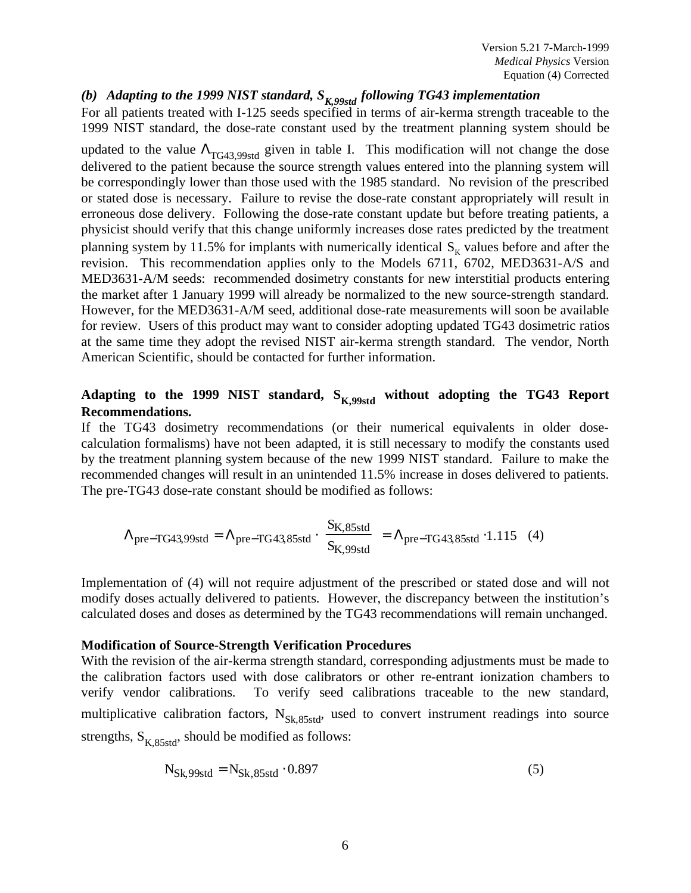### (b) Adapting to the 1999 NIST standard, $S_{K,99std}$ following TG43 implementation

For all patients treated with I-125 seeds specified in terms of air-kerma strength traceable to the 1999 NIST standard, the dose-rate constant used by the treatment planning system should be updated to the value $\Lambda_{TG43,99std}$ given in table I. This modification will not change the dose delivered to the patient because the source strength values entered into the planning system will be correspondingly lower than those used with the 1985 standard. No revision of the prescribed or stated dose is necessary. Failure to revise the dose-rate constant appropriately will result in erroneous dose delivery. Following the dose-rate constant update but before treating patients, a physicist should verify that this change uniformly increases dose rates predicted by the treatment planning system by 11.5% for implants with numerically identical $S_K$ values before and after the revision. This recommendation applies only to the Models 6711, 6702, MED3631-A/S and MED3631-A/M seeds: recommended dosimetry constants for new interstitial products entering the market after 1 January 1999 will already be normalized to the new source-strength standard. However, for the MED3631-A/M seed, additional dose-rate measurements will soon be available for review. Users of this product may want to consider adopting updated TG43 dosimetric ratios at the same time they adopt the revised NIST air-kerma strength standard. The vendor, North American Scientific, should be contacted for further information.

### Adapting to the 1999 NIST standard, $S_{K,99std}$ without adopting the TG43 Report Recommendations.

If the TG43 dosimetry recommendations (or their numerical equivalents in older dose-calculation formalisms) have not been adapted, it is still necessary to modify the constants used by the treatment planning system because of the new 1999 NIST standard. Failure to make the recommended changes will result in an unintended 11.5% increase in doses delivered to patients. The pre-TG43 dose-rate constant should be modified as follows:

$$\Lambda_{pre-TG43,99std} = \Lambda_{pre-TG43,85std} \cdot \frac{S_{K,85std}}{S_{K,99std}} = \Lambda_{pre-TG43,85std} \cdot 1.115 \quad (4)$$

Implementation of (4) will not require adjustment of the prescribed or stated dose and will not modify doses actually delivered to patients. However, the discrepancy between the institution's calculated doses and doses as determined by the TG43 recommendations will remain unchanged.

### Modification of Source-Strength Verification Procedures

With the revision of the air-kerma strength standard, corresponding adjustments must be made to the calibration factors used with dose calibrators or other re-entrant ionization chambers to verify vendor calibrations. To verify seed calibrations traceable to the new standard, multiplicative calibration factors, $N_{Sk,85std}$, used to convert instrument readings into source strengths, $S_{K,85std}$, should be modified as follows:

$$N_{Sk,99std} = N_{Sk,85std} \cdot 0.897 \quad (5)$$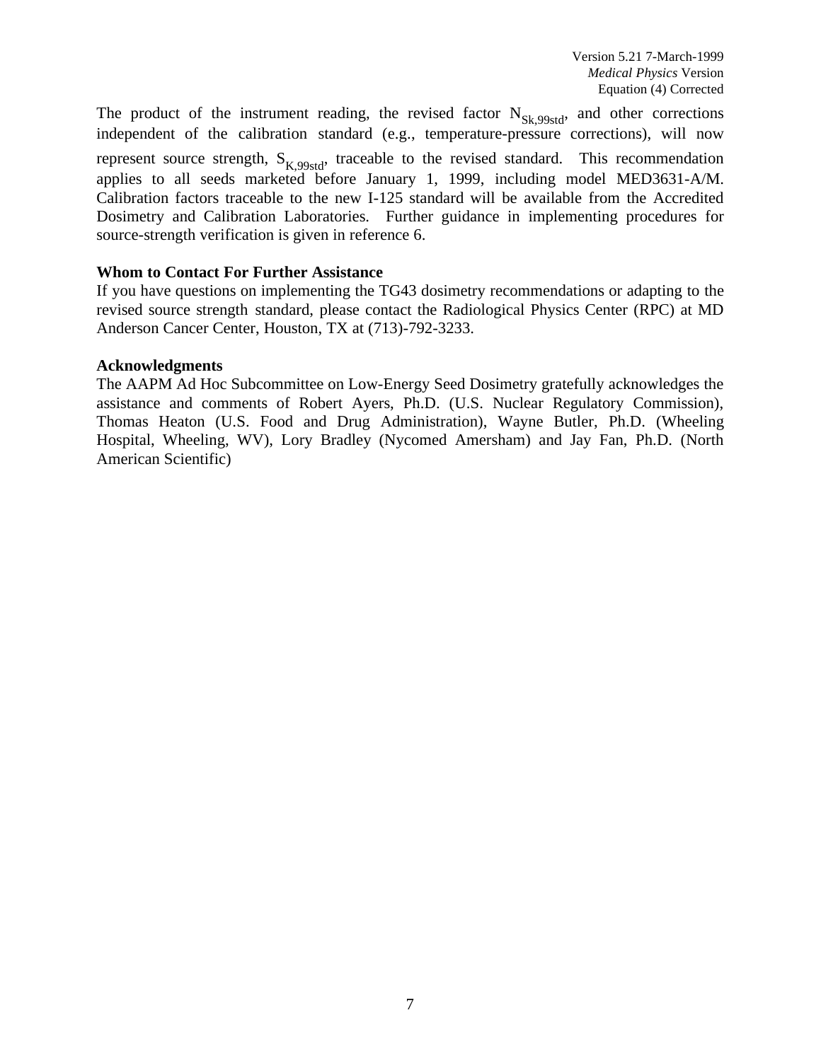The product of the instrument reading, the revised factor $N_{Sk,99std}$, and other corrections independent of the calibration standard (e.g., temperature-pressure corrections), will now represent source strength, $S_{K,99std}$, traceable to the revised standard. This recommendation applies to all seeds marketed before January 1, 1999, including model MED3631-A/M. Calibration factors traceable to the new I-125 standard will be available from the Accredited Dosimetry and Calibration Laboratories. Further guidance in implementing procedures for source-strength verification is given in reference 6.

**Whom to Contact For Further Assistance**

If you have questions on implementing the TG43 dosimetry recommendations or adapting to the revised source strength standard, please contact the Radiological Physics Center (RPC) at MD Anderson Cancer Center, Houston, TX at (713)-792-3233.

**Acknowledgments**

The AAPM Ad Hoc Subcommittee on Low-Energy Seed Dosimetry gratefully acknowledges the assistance and comments of Robert Ayers, Ph.D. (U.S. Nuclear Regulatory Commission), Thomas Heaton (U.S. Food and Drug Administration), Wayne Butler, Ph.D. (Wheeling Hospital, Wheeling, WV), Lory Bradley (Nycomed Amersham) and Jay Fan, Ph.D. (North American Scientific)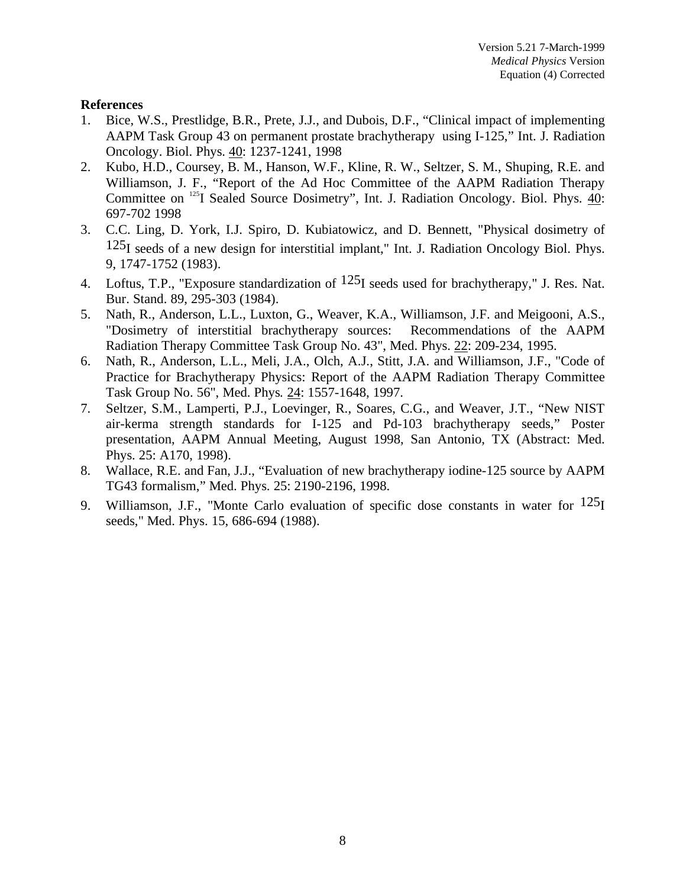**References**

1. Bice, W.S., Prestlidge, B.R., Prete, J.J., and Dubois, D.F., "Clinical impact of implementing AAPM Task Group 43 on permanent prostate brachytherapy using I-125," Int. J. Radiation Oncology. Biol. Phys. 40: 1237-1241, 1998
2. Kubo, H.D., Coursey, B. M., Hanson, W.F., Kline, R. W., Seltzer, S. M., Shuping, R.E. and Williamson, J. F., "Report of the Ad Hoc Committee of the AAPM Radiation Therapy Committee on $^{125}$I Sealed Source Dosimetry", Int. J. Radiation Oncology. Biol. Phys. 40: 697-702 1998
3. C.C. Ling, D. York, I.J. Spiro, D. Kubiatowicz, and D. Bennett, "Physical dosimetry of $^{125}$I seeds of a new design for interstitial implant," Int. J. Radiation Oncology Biol. Phys. 9, 1747-1752 (1983).
4. Loftus, T.P., "Exposure standardization of $^{125}$I seeds used for brachytherapy," J. Res. Nat. Bur. Stand. 89, 295-303 (1984).
5. Nath, R., Anderson, L.L., Luxton, G., Weaver, K.A., Williamson, J.F. and Meigooni, A.S., "Dosimetry of interstitial brachytherapy sources: Recommendations of the AAPM Radiation Therapy Committee Task Group No. 43", Med. Phys. 22: 209-234, 1995.
6. Nath, R., Anderson, L.L., Meli, J.A., Olch, A.J., Stitt, J.A. and Williamson, J.F., "Code of Practice for Brachytherapy Physics: Report of the AAPM Radiation Therapy Committee Task Group No. 56", Med. Phys. 24: 1557-1648, 1997.
7. Seltzer, S.M., Lamperti, P.J., Loevinger, R., Soares, C.G., and Weaver, J.T., "New NIST air-kerma strength standards for I-125 and Pd-103 brachytherapy seeds," Poster presentation, AAPM Annual Meeting, August 1998, San Antonio, TX (Abstract: Med. Phys. 25: A170, 1998).
8. Wallace, R.E. and Fan, J.J., "Evaluation of new brachytherapy iodine-125 source by AAPM TG43 formalism," Med. Phys. 25: 2190-2196, 1998.
9. Williamson, J.F., "Monte Carlo evaluation of specific dose constants in water for $^{125}$I seeds," Med. Phys. 15, 686-694 (1988).